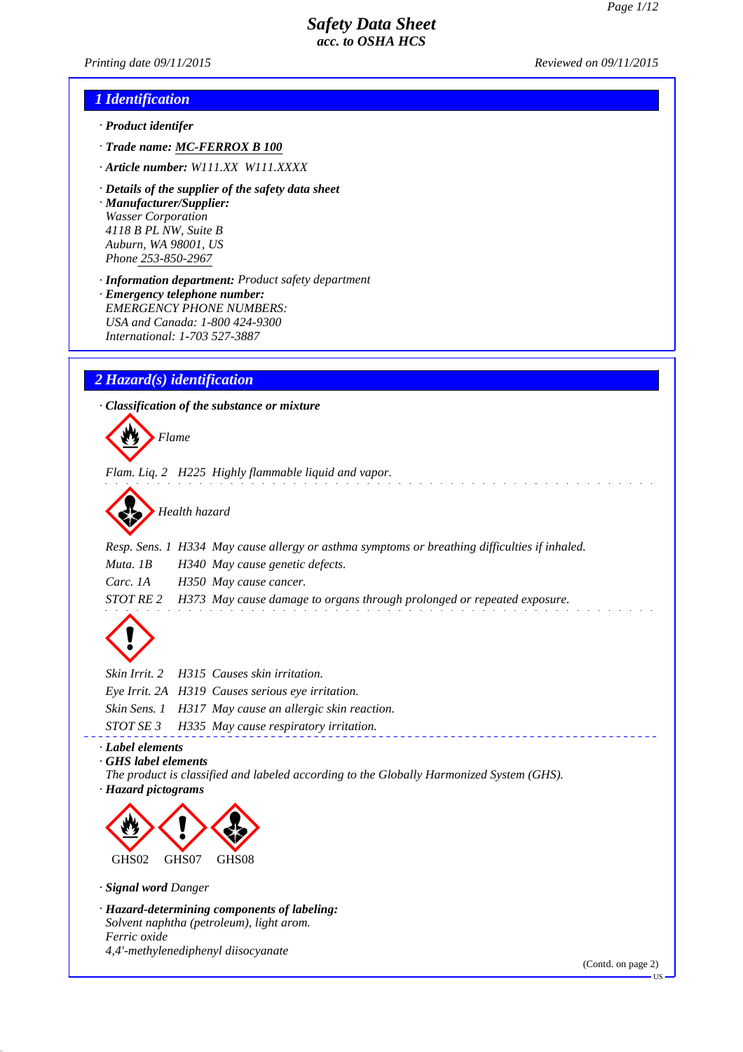# Safety Data Sheet
## acc. to OSHA HCS

*Printing date 09/11/2015* *Reviewed on 09/11/2015*

## 1 Identification

· **Product identifer**

· **Trade name:** MC-FERROX B 100

· **Article number:** W111.XX W111.XXXX

· **Details of the supplier of the safety data sheet**
· **Manufacturer/Supplier:**
Wasser Corporation
4118 B PL NW, Suite B
Auburn, WA 98001, US
Phone 253-850-2967

· **Information department:** Product safety department
· **Emergency telephone number:**
EMERGENCY PHONE NUMBERS:
USA and Canada: 1-800 424-9300
International: 1-703 527-3887

## 2 Hazard(s) identification

· **Classification of the substance or mixture**

Flame

Flam. Liq. 2 H225 Highly flammable liquid and vapor.

Health hazard

Resp. Sens. 1 H334 May cause allergy or asthma symptoms or breathing difficulties if inhaled.
Muta. 1B H340 May cause genetic defects.
Carc. 1A H350 May cause cancer.
STOT RE 2 H373 May cause damage to organs through prolonged or repeated exposure.

Skin Irrit. 2 H315 Causes skin irritation.
Eye Irrit. 2A H319 Causes serious eye irritation.
Skin Sens. 1 H317 May cause an allergic skin reaction.
STOT SE 3 H335 May cause respiratory irritation.

· **Label elements**
· **GHS label elements**
The product is classified and labeled according to the Globally Harmonized System (GHS).
· **Hazard pictograms**

GHS02 GHS07 GHS08

· **Signal word** Danger

· **Hazard-determining components of labeling:**
Solvent naphtha (petroleum), light arom.
Ferric oxide
4,4'-methylenediphenyl diisocyanate

(Contd. on page 2)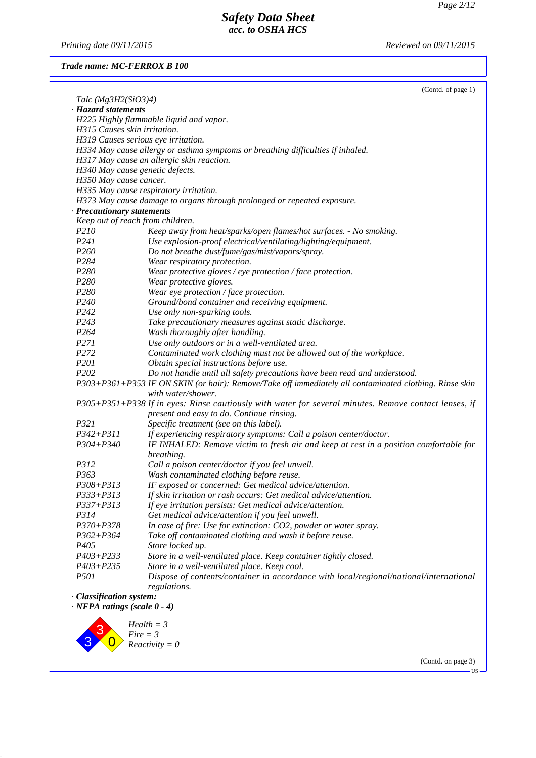*Trade name: MC-FERROX B 100*

(Contdd. of page 1)

Talc ($Mg_3H_2(SiO_3)_4$)

· **Hazard statements**

H225 Highly flammable liquid and vapor.
H315 Causes skin irritation.
H319 Causes serious eye irritation.
H334 May cause allergy or asthma symptoms or breathing difficulties if inhaled.
H317 May cause an allergic skin reaction.
H340 May cause genetic defects.
H350 May cause cancer.
H335 May cause respiratory irritation.
H373 May cause damage to organs through prolonged or repeated exposure.

· **Precautionary statements**

Keep out of reach from children.

| | |
|---|---|
| P210 | Keep away from heat/sparks/open flames/hot surfaces. - No smoking. |
| P241 | Use explosion-proof electrical/ventilating/lighting/equipment. |
| P260 | Do not breathe dust/fume/gas/mist/vapors/spray. |
| P284 | Wear respiratory protection. |
| P280 | Wear protective gloves / eye protection / face protection. |
| P280 | Wear protective gloves. |
| P280 | Wear eye protection / face protection. |
| P240 | Ground/bond container and receiving equipment. |
| P242 | Use only non-sparking tools. |
| P243 | Take precautionary measures against static discharge. |
| P264 | Wash thoroughly after handling. |
| P271 | Use only outdoors or in a well-ventilated area. |
| P272 | Contaminated work clothing must not be allowed out of the workplace. |
| P201 | Obtain special instructions before use. |
| P202 | Do not handle until all safety precautions have been read and understood. |
| P303+P361+P353 | IF ON SKIN (or hair): Remove/Take off immediately all contaminated clothing. Rinse skin with water/shower. |
| P305+P351+P338 | If in eyes: Rinse cautiously with water for several minutes. Remove contact lenses, if present and easy to do. Continue rinsing. |
| P321 | Specific treatment (see on this label). |
| P342+P311 | If experiencing respiratory symptoms: Call a poison center/doctor. |
| P304+P340 | IF INHALED: Remove victim to fresh air and keep at rest in a position comfortable for breathing. |
| P312 | Call a poison center/doctor if you feel unwell. |
| P363 | Wash contaminated clothing before reuse. |
| P308+P313 | IF exposed or concerned: Get medical advice/attention. |
| P333+P313 | If skin irritation or rash occurs: Get medical advice/attention. |
| P337+P313 | If eye irritation persists: Get medical advice/attention. |
| P314 | Get medical advice/attention if you feel unwell. |
| P370+P378 | In case of fire: Use for extinction: CO2, powder or water spray. |
| P362+P364 | Take off contaminated clothing and wash it before reuse. |
| P405 | Store locked up. |
| P403+P233 | Store in a well-ventilated place. Keep container tightly closed. |
| P403+P235 | Store in a well-ventilated place. Keep cool. |
| P501 | Dispose of contents/container in accordance with local/regional/national/international regulations. |

· **Classification system:**

· **NFPA ratings (scale 0 - 4)**

Health = 3
Fire = 3
Reactivity = 0

(Contd. on page 3)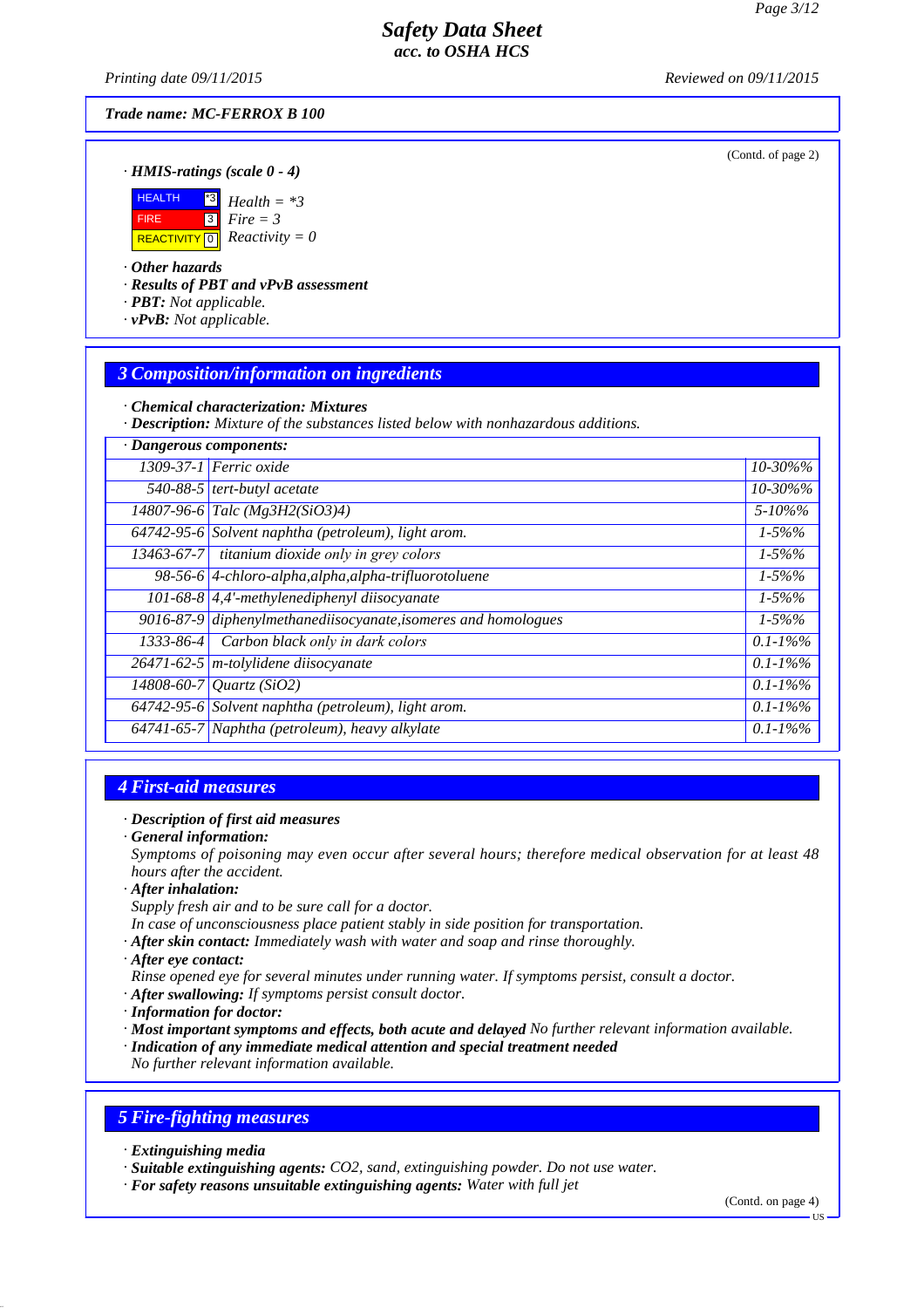# Safety Data Sheet
## acc. to OSHA HCS

Printing date 09/11/2015 Reviewed on 09/11/2015

**Trade name: MC-FERROX B 100**

(Contd. of page 2)

· **HMIS-ratings (scale 0 - 4)**

| | | |
|---|---|---|
| HEALTH | *3 | Health = *3 |
| FIRE | 3 | Fire = 3 |
| REACTIVITY | 0 | Reactivity = 0 |

· **Other hazards**
· **Results of PBT and vPvB assessment**
· **PBT:** Not applicable.
· **vPvB:** Not applicable.

## 3 Composition/information on ingredients

· **Chemical characterization: Mixtures**
· **Description:** Mixture of the substances listed below with nonhazardous additions.

· **Dangerous components:**

| CAS | Component | % |
|---|---|---|
| 1309-37-1 | Ferric oxide | 10-30%% |
| 540-88-5 | tert-butyl acetate | 10-30%% |
| 14807-96-6 | Talc (Mg3H2(SiO3)4) | 5-10%% |
| 64742-95-6 | Solvent naphtha (petroleum), light arom. | 1-5%% |
| 13463-67-7 | titanium dioxide only in grey colors | 1-5%% |
| 98-56-6 | 4-chloro-alpha,alpha,alpha-trifluorotoluene | 1-5%% |
| 101-68-8 | 4,4'-methylenediphenyl diisocyanate | 1-5%% |
| 9016-87-9 | diphenylmethanediisocyanate,isomeres and homologues | 1-5%% |
| 1333-86-4 | Carbon black only in dark colors | 0.1-1%% |
| 26471-62-5 | m-tolylidene diisocyanate | 0.1-1%% |
| 14808-60-7 | Quartz (SiO2) | 0.1-1%% |
| 64742-95-6 | Solvent naphtha (petroleum), light arom. | 0.1-1%% |
| 64741-65-7 | Naphtha (petroleum), heavy alkylate | 0.1-1%% |

## 4 First-aid measures

· **Description of first aid measures**
· **General information:**
Symptoms of poisoning may even occur after several hours; therefore medical observation for at least 48 hours after the accident.
· **After inhalation:**
Supply fresh air and to be sure call for a doctor.
In case of unconsciousness place patient stably in side position for transportation.
· **After skin contact:** Immediately wash with water and soap and rinse thoroughly.
· **After eye contact:**
Rinse opened eye for several minutes under running water. If symptoms persist, consult a doctor.
· **After swallowing:** If symptoms persist consult doctor.
· **Information for doctor:**
· **Most important symptoms and effects, both acute and delayed** No further relevant information available.
· **Indication of any immediate medical attention and special treatment needed**
No further relevant information available.

## 5 Fire-fighting measures

· **Extinguishing media**
· **Suitable extinguishing agents:** CO2, sand, extinguishing powder. Do not use water.
· **For safety reasons unsuitable extinguishing agents:** Water with full jet

(Contd. on page 4)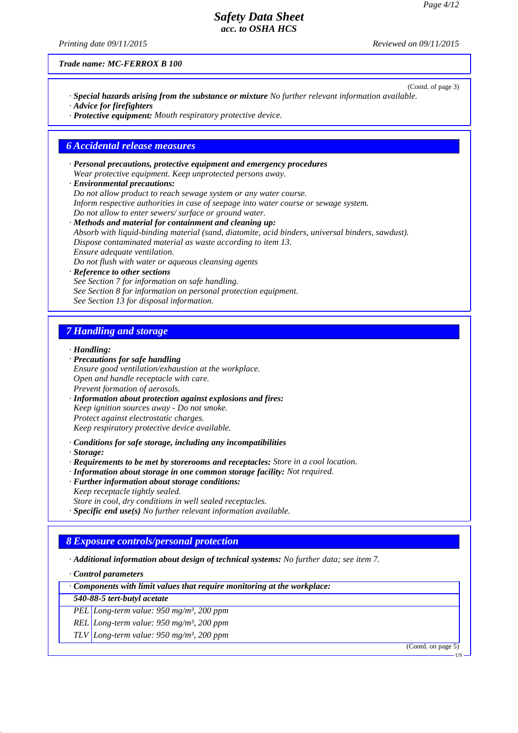Trade name: MC-FERROX B 100

(Contd. of page 3)

· **Special hazards arising from the substance or mixture** No further relevant information available.
· **Advice for firefighters**
· **Protective equipment:** Mouth respiratory protective device.

## 6 Accidental release measures

· **Personal precautions, protective equipment and emergency procedures**
Wear protective equipment. Keep unprotected persons away.
· **Environmental precautions:**
Do not allow product to reach sewage system or any water course.
Inform respective authorities in case of seepage into water course or sewage system.
Do not allow to enter sewers/ surface or ground water.
· **Methods and material for containment and cleaning up:**
Absorb with liquid-binding material (sand, diatomite, acid binders, universal binders, sawdust).
Dispose contaminated material as waste according to item 13.
Ensure adequate ventilation.
Do not flush with water or aqueous cleansing agents
· **Reference to other sections**
See Section 7 for information on safe handling.
See Section 8 for information on personal protection equipment.
See Section 13 for disposal information.

## 7 Handling and storage

· **Handling:**
· **Precautions for safe handling**
Ensure good ventilation/exhaustion at the workplace.
Open and handle receptacle with care.
Prevent formation of aerosols.
· **Information about protection against explosions and fires:**
Keep ignition sources away - Do not smoke.
Protect against electrostatic charges.
Keep respiratory protective device available.

· **Conditions for safe storage, including any incompatibilities**
· **Storage:**
· **Requirements to be met by storerooms and receptacles:** Store in a cool location.
· **Information about storage in one common storage facility:** Not required.
· **Further information about storage conditions:**
Keep receptacle tightly sealed.
Store in cool, dry conditions in well sealed receptacles.
· **Specific end use(s)** No further relevant information available.

## 8 Exposure controls/personal protection

· **Additional information about design of technical systems:** No further data; see item 7.

· **Control parameters**

| · Components with limit values that require monitoring at the workplace: | |
|---|---|
| **540-88-5 tert-butyl acetate** | |
| PEL | Long-term value: 950 mg/m³, 200 ppm |
| REL | Long-term value: 950 mg/m³, 200 ppm |
| TLV | Long-term value: 950 mg/m³, 200 ppm |

(Contd. on page 5)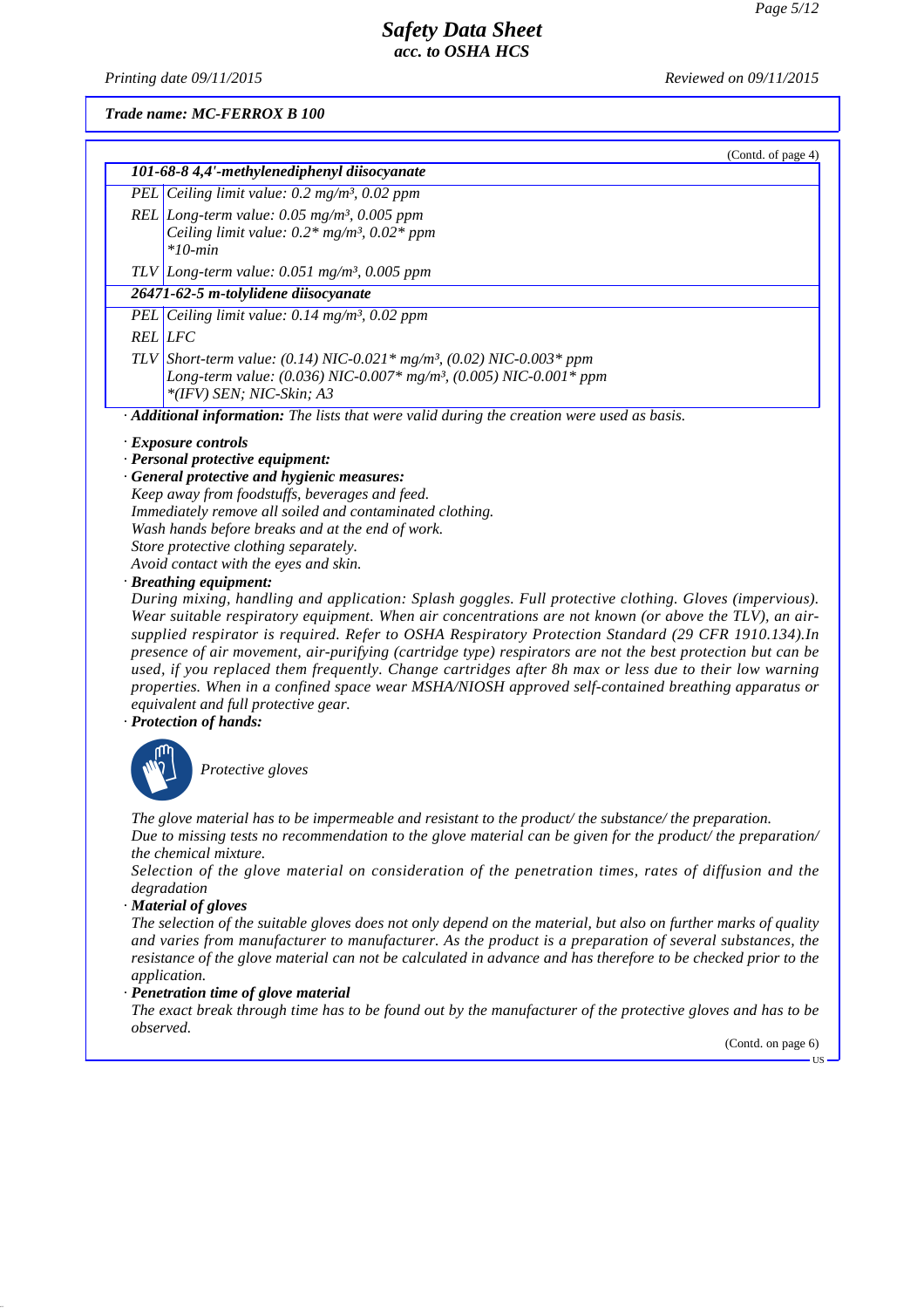(Contd. of page 4)

| **101-68-8 4,4'-methylenediphenyl diisocyanate** | |
|---|---|
| PEL | Ceiling limit value: 0.2 mg/m³, 0.02 ppm |
| REL | Long-term value: 0.05 mg/m³, 0.005 ppm<br>Ceiling limit value: 0.2* mg/m³, 0.02* ppm<br>*10-min |
| TLV | Long-term value: 0.051 mg/m³, 0.005 ppm |
| **26471-62-5 m-tolylidene diisocyanate** | |
| PEL | Ceiling limit value: 0.14 mg/m³, 0.02 ppm |
| REL | LFC |
| TLV | Short-term value: (0.14) NIC-0.021* mg/m³, (0.02) NIC-0.003* ppm<br>Long-term value: (0.036) NIC-0.007* mg/m³, (0.005) NIC-0.001* ppm<br>*(IFV) SEN; NIC-Skin; A3 |

· **Additional information:** The lists that were valid during the creation were used as basis.

· **Exposure controls**
· **Personal protective equipment:**
· **General protective and hygienic measures:**
Keep away from foodstuffs, beverages and feed.
Immediately remove all soiled and contaminated clothing.
Wash hands before breaks and at the end of work.
Store protective clothing separately.
Avoid contact with the eyes and skin.
· **Breathing equipment:**
During mixing, handling and application: Splash goggles. Full protective clothing. Gloves (impervious). Wear suitable respiratory equipment. When air concentrations are not known (or above the TLV), an air-supplied respirator is required. Refer to OSHA Respiratory Protection Standard (29 CFR 1910.134).In presence of air movement, air-purifying (cartridge type) respirators are not the best protection but can be used, if you replaced them frequently. Change cartridges after 8h max or less due to their low warning properties. When in a confined space wear MSHA/NIOSH approved self-contained breathing apparatus or equivalent and full protective gear.
· **Protection of hands:**

Protective gloves

The glove material has to be impermeable and resistant to the product/ the substance/ the preparation.
Due to missing tests no recommendation to the glove material can be given for the product/ the preparation/ the chemical mixture.
Selection of the glove material on consideration of the penetration times, rates of diffusion and the degradation
· **Material of gloves**
The selection of the suitable gloves does not only depend on the material, but also on further marks of quality and varies from manufacturer to manufacturer. As the product is a preparation of several substances, the resistance of the glove material can not be calculated in advance and has therefore to be checked prior to the application.
· **Penetration time of glove material**
The exact break through time has to be found out by the manufacturer of the protective gloves and has to be observed.

(Contd. on page 6)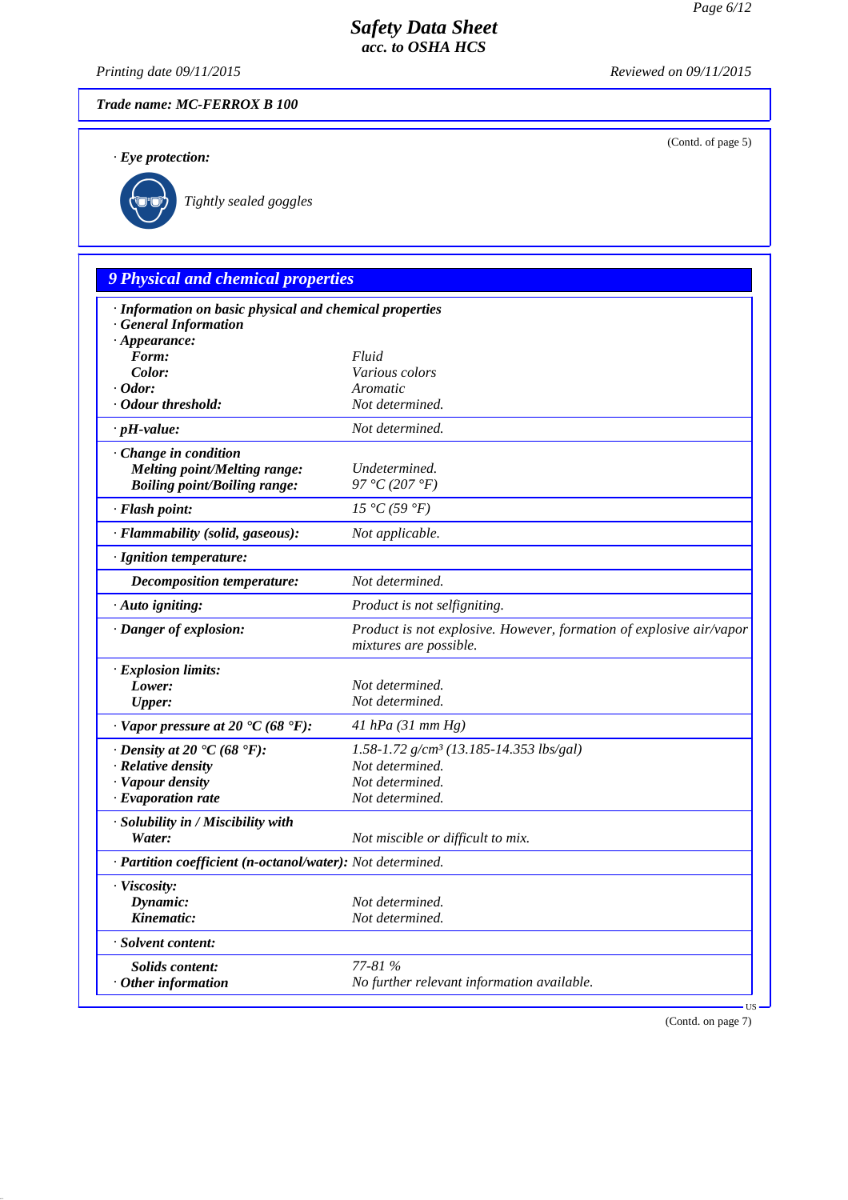**Trade name: MC-FERROX B 100**

(Contd. of page 5)

· **Eye protection:**

Tightly sealed goggles

## 9 Physical and chemical properties

| | |
|---|---|
| · **Information on basic physical and chemical properties** | |
| · **General Information** | |
| · **Appearance:** | |
| **Form:** | Fluid |
| **Color:** | Various colors |
| · **Odor:** | Aromatic |
| · **Odour threshold:** | Not determined. |
| · **pH-value:** | Not determined. |
| · **Change in condition** | |
| **Melting point/Melting range:** | Undetermined. |
| **Boiling point/Boiling range:** | 97 °C (207 °F) |
| · **Flash point:** | 15 °C (59 °F) |
| · **Flammability (solid, gaseous):** | Not applicable. |
| · **Ignition temperature:** | |
| **Decomposition temperature:** | Not determined. |
| · **Auto igniting:** | Product is not selfigniting. |
| · **Danger of explosion:** | Product is not explosive. However, formation of explosive air/vapor mixtures are possible. |
| · **Explosion limits:** | |
| **Lower:** | Not determined. |
| **Upper:** | Not determined. |
| · **Vapor pressure at 20 °C (68 °F):** | 41 hPa (31 mm Hg) |
| · **Density at 20 °C (68 °F):** | 1.58-1.72 g/cm³ (13.185-14.353 lbs/gal) |
| · **Relative density** | Not determined. |
| · **Vapour density** | Not determined. |
| · **Evaporation rate** | Not determined. |
| · **Solubility in / Miscibility with** | |
| **Water:** | Not miscible or difficult to mix. |
| · **Partition coefficient (n-octanol/water):** | Not determined. |
| · **Viscosity:** | |
| **Dynamic:** | Not determined. |
| **Kinematic:** | Not determined. |
| · **Solvent content:** | |
| **Solids content:** | 77-81 % |
| · **Other information** | No further relevant information available. |

(Contd. on page 7)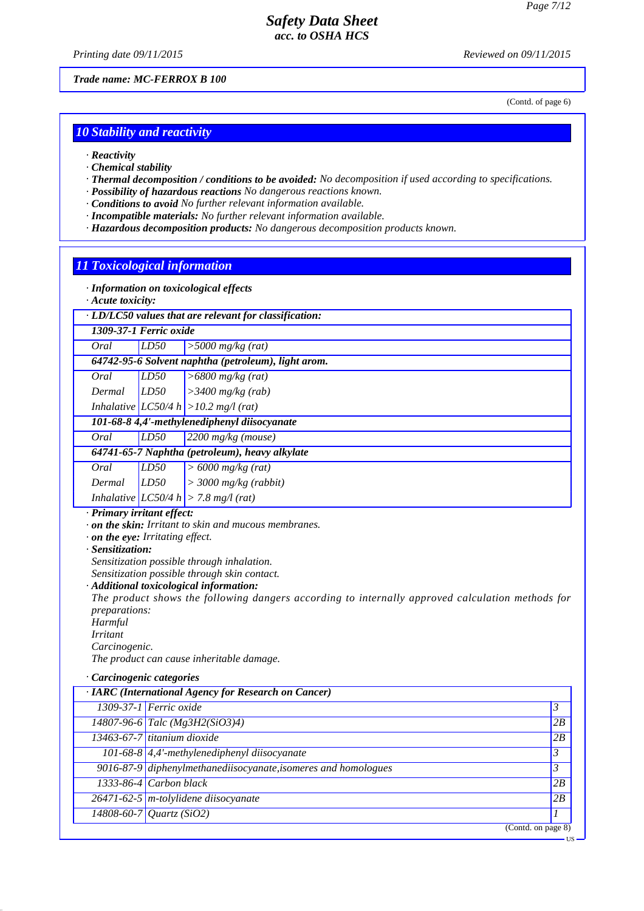*Trade name: MC-FERROX B 100*

(Contd. of page 6)

## 10 Stability and reactivity

- · **Reactivity**
- · **Chemical stability**
- · **Thermal decomposition / conditions to be avoided:** No decomposition if used according to specifications.
- · **Possibility of hazardous reactions** No dangerous reactions known.
- · **Conditions to avoid** No further relevant information available.
- · **Incompatible materials:** No further relevant information available.
- · **Hazardous decomposition products:** No dangerous decomposition products known.

## 11 Toxicological information

- · **Information on toxicological effects**
- · **Acute toxicity:**

| · LD/LC50 values that are relevant for classification: | | |
|---|---|---|
| **1309-37-1 Ferric oxide** | | |
| Oral | LD50 | >5000 mg/kg (rat) |
| **64742-95-6 Solvent naphtha (petroleum), light arom.** | | |
| Oral | LD50 | >6800 mg/kg (rat) |
| Dermal | LD50 | >3400 mg/kg (rab) |
| Inhalative | LC50/4 h | >10.2 mg/l (rat) |
| **101-68-8 4,4'-methylenediphenyl diisocyanate** | | |
| Oral | LD50 | 2200 mg/kg (mouse) |
| **64741-65-7 Naphtha (petroleum), heavy alkylate** | | |
| Oral | LD50 | > 6000 mg/kg (rat) |
| Dermal | LD50 | > 3000 mg/kg (rabbit) |
| Inhalative | LC50/4 h | > 7.8 mg/l (rat) |

- · **Primary irritant effect:**
- · **on the skin:** Irritant to skin and mucous membranes.
- · **on the eye:** Irritating effect.
- · **Sensitization:**
  Sensitization possible through inhalation.
  Sensitization possible through skin contact.
- · **Additional toxicological information:**
  The product shows the following dangers according to internally approved calculation methods for preparations:
  Harmful
  Irritant
  Carcinogenic.
  The product can cause inheritable damage.

- · **Carcinogenic categories**

| · IARC (International Agency for Research on Cancer) | | |
|---|---|---|
| 1309-37-1 | Ferric oxide | 3 |
| 14807-96-6 | Talc ($Mg_3H_2(SiO_3)_4$) | 2B |
| 13463-67-7 | titanium dioxide | 2B |
| 101-68-8 | 4,4'-methylenediphenyl diisocyanate | 3 |
| 9016-87-9 | diphenylmethanediisocyanate,isomeres and homologues | 3 |
| 1333-86-4 | Carbon black | 2B |
| 26471-62-5 | m-tolylidene diisocyanate | 2B |
| 14808-60-7 | Quartz ($SiO_2$) | 1 |

(Contd. on page 8)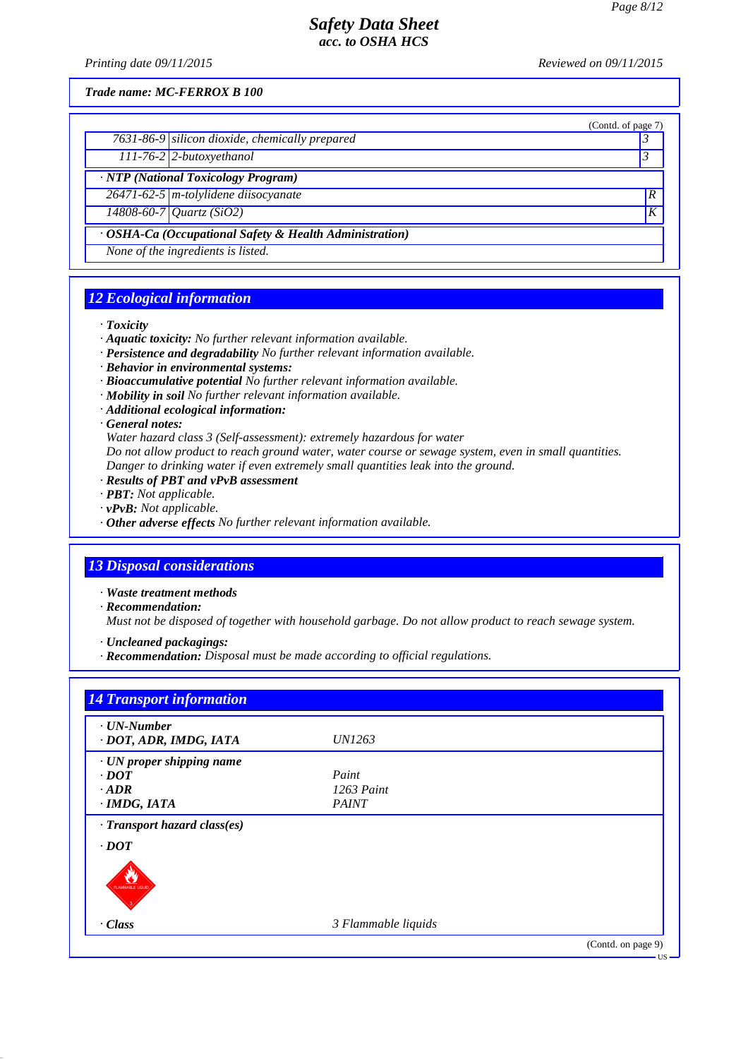Trade name: MC-FERROX B 100

(Contd. of page 7)

| | | |
|---|---|---|
| 7631-86-9 | silicon dioxide, chemically prepared | 3 |
| 111-76-2 | 2-butoxyethanol | 3 |

· **NTP (National Toxicology Program)**

| | | |
|---|---|---|
| 26471-62-5 | m-tolylidene diisocyanate | R |
| 14808-60-7 | Quartz ($SiO_2$) | K |

· **OSHA-Ca (Occupational Safety & Health Administration)**

None of the ingredients is listed.

## 12 Ecological information

· **Toxicity**
· **Aquatic toxicity:** No further relevant information available.
· **Persistence and degradability** No further relevant information available.
· **Behavior in environmental systems:**
· **Bioaccumulative potential** No further relevant information available.
· **Mobility in soil** No further relevant information available.
· **Additional ecological information:**
· **General notes:**
Water hazard class 3 (Self-assessment): extremely hazardous for water
Do not allow product to reach ground water, water course or sewage system, even in small quantities.
Danger to drinking water if even extremely small quantities leak into the ground.
· **Results of PBT and vPvB assessment**
· **PBT:** Not applicable.
· **vPvB:** Not applicable.
· **Other adverse effects** No further relevant information available.

## 13 Disposal considerations

· **Waste treatment methods**
· **Recommendation:**
Must not be disposed of together with household garbage. Do not allow product to reach sewage system.

· **Uncleaned packagings:**
· **Recommendation:** Disposal must be made according to official regulations.

## 14 Transport information

| | |
|---|---|
| · **UN-Number** | |
| · **DOT, ADR, IMDG, IATA** | UN1263 |
| · **UN proper shipping name** | |
| · **DOT** | Paint |
| · **ADR** | 1263 Paint |
| · **IMDG, IATA** | PAINT |
| · **Transport hazard class(es)** | |
| · **DOT** | |
| · **Class** | 3 Flammable liquids |

(Contd. on page 9)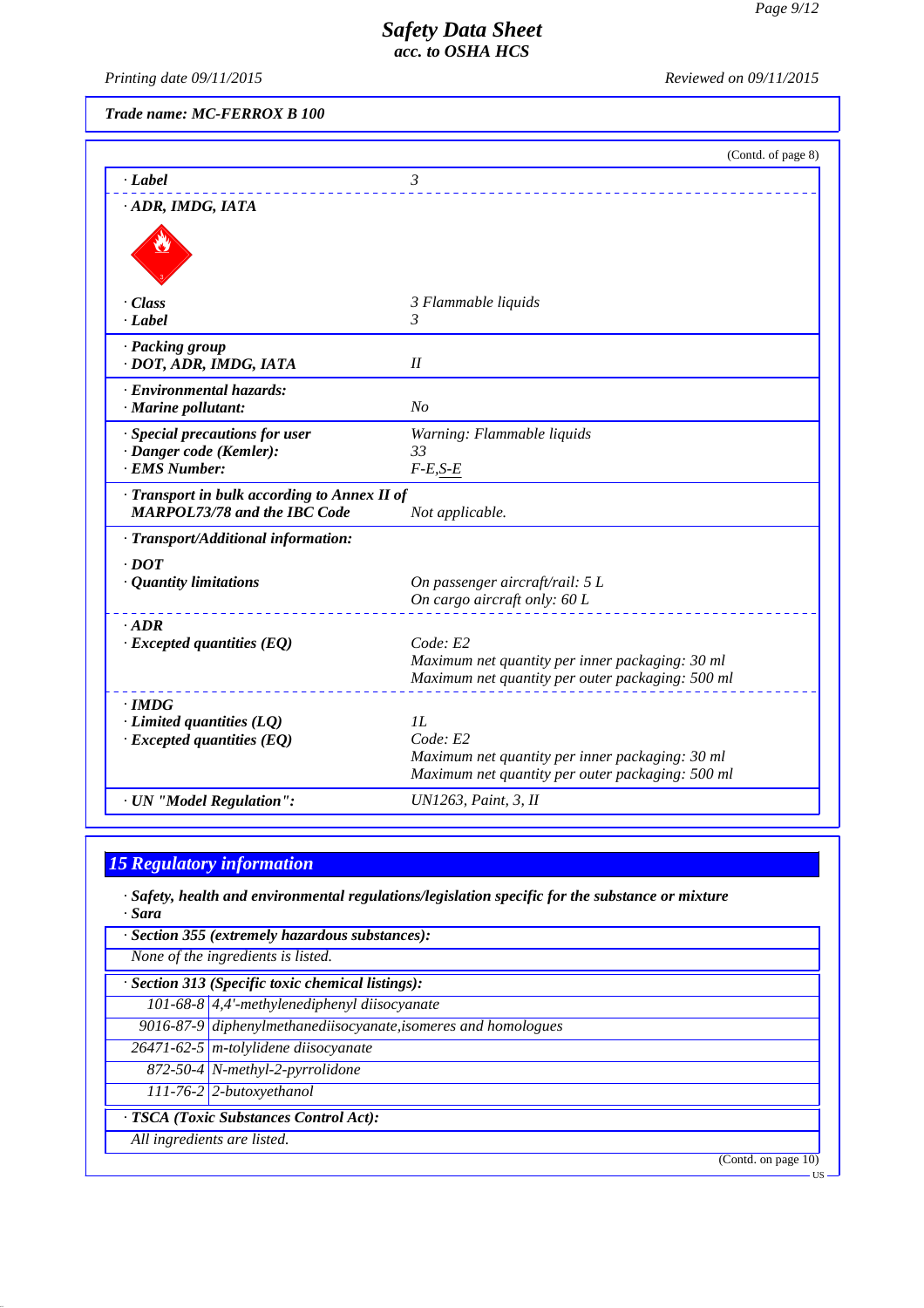Trade name: MC-FERROX B 100

(Contd. of page 8)

| | |
|---|---|
| · **Label** | 3 |
| · **ADR, IMDG, IATA** | |
| · **Class** | 3 Flammable liquids |
| · **Label** | 3 |
| · **Packing group** | |
| · **DOT, ADR, IMDG, IATA** | II |
| · **Environmental hazards:** | |
| · **Marine pollutant:** | No |
| · **Special precautions for user** | Warning: Flammable liquids |
| · **Danger code (Kemler):** | 33 |
| · **EMS Number:** | F-E,S-E |
| · **Transport in bulk according to Annex II of MARPOL73/78 and the IBC Code** | Not applicable. |
| · **Transport/Additional information:** | |
| · **DOT** | |
| · **Quantity limitations** | On passenger aircraft/rail: 5 L<br>On cargo aircraft only: 60 L |
| · **ADR** | |
| · **Excepted quantities (EQ)** | Code: E2<br>Maximum net quantity per inner packaging: 30 ml<br>Maximum net quantity per outer packaging: 500 ml |
| · **IMDG** | |
| · **Limited quantities (LQ)** | 1L |
| · **Excepted quantities (EQ)** | Code: E2<br>Maximum net quantity per inner packaging: 30 ml<br>Maximum net quantity per outer packaging: 500 ml |
| · **UN "Model Regulation":** | UN1263, Paint, 3, II |

## 15 Regulatory information

· **Safety, health and environmental regulations/legislation specific for the substance or mixture**
· **Sara**

· **Section 355 (extremely hazardous substances):**

None of the ingredients is listed.

· **Section 313 (Specific toxic chemical listings):**

| | |
|---|---|
| 101-68-8 | 4,4'-methylenediphenyl diisocyanate |
| 9016-87-9 | diphenylmethanediisocyanate,isomeres and homologues |
| 26471-62-5 | m-tolylidene diisocyanate |
| 872-50-4 | N-methyl-2-pyrrolidone |
| 111-76-2 | 2-butoxyethanol |

· **TSCA (Toxic Substances Control Act):**

All ingredients are listed.

(Contd. on page 10)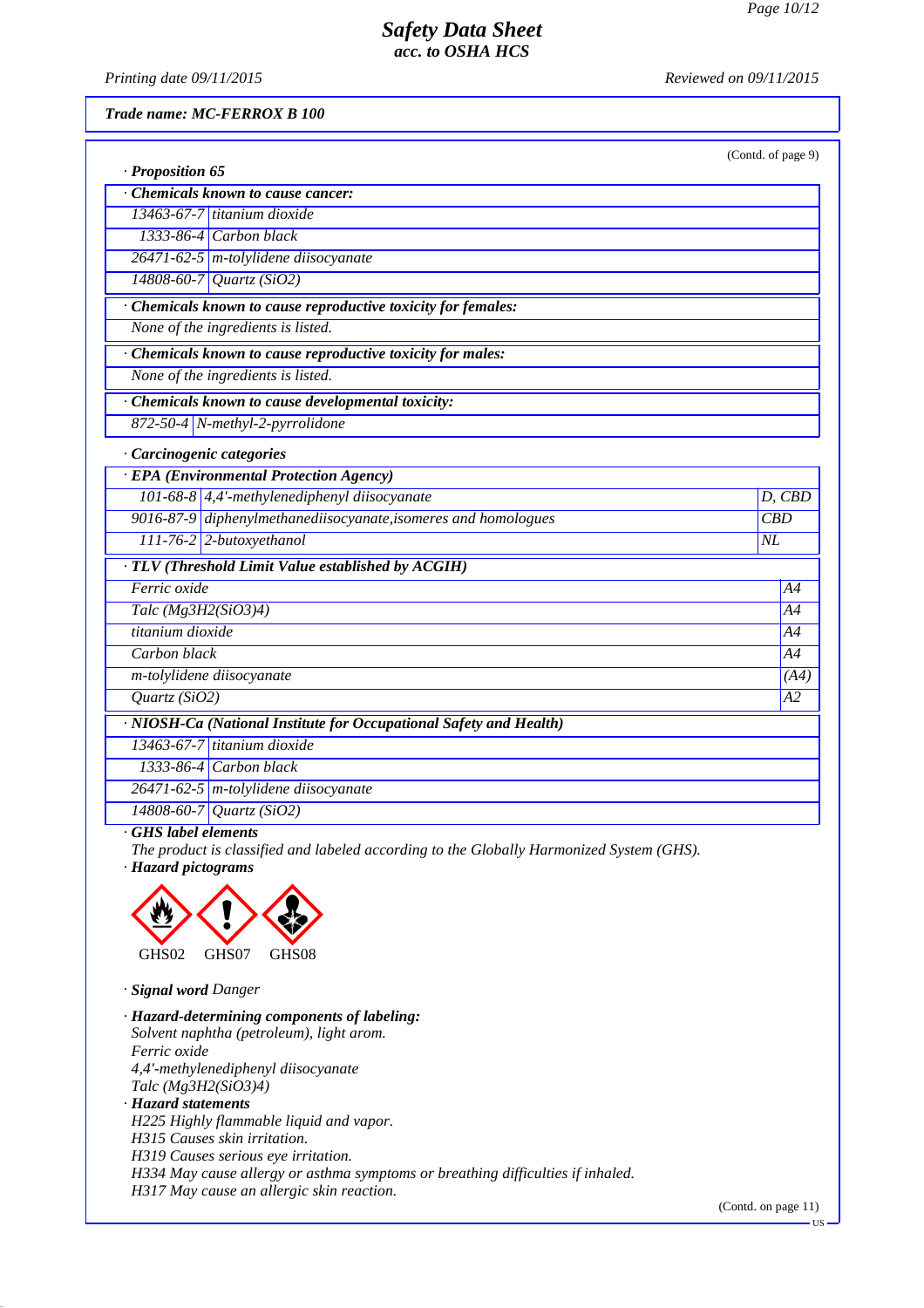# Safety Data Sheet
## acc. to OSHA HCS

*Printing date 09/11/2015* *Reviewed on 09/11/2015*

**Trade name: MC-FERROX B 100**

(Contd. of page 9)

· **Proposition 65**

| · **Chemicals known to cause cancer:** | |
|---|---|
| 13463-67-7 | titanium dioxide |
| 1333-86-4 | Carbon black |
| 26471-62-5 | m-tolylidene diisocyanate |
| 14808-60-7 | Quartz ($SiO_2$) |

· **Chemicals known to cause reproductive toxicity for females:**

None of the ingredients is listed.

· **Chemicals known to cause reproductive toxicity for males:**

None of the ingredients is listed.

| · **Chemicals known to cause developmental toxicity:** | |
|---|---|
| 872-50-4 | N-methyl-2-pyrrolidone |

· **Carcinogenic categories**

| · **EPA (Environmental Protection Agency)** | | |
|---|---|---|
| 101-68-8 | 4,4'-methylenediphenyl diisocyanate | D, CBD |
| 9016-87-9 | diphenylmethanediisocyanate,isomeres and homologues | CBD |
| 111-76-2 | 2-butoxyethanol | NL |

| · **TLV (Threshold Limit Value established by ACGIH)** | |
|---|---|
| Ferric oxide | A4 |
| Talc ($Mg_3H_2(SiO_3)_4$) | A4 |
| titanium dioxide | A4 |
| Carbon black | A4 |
| m-tolylidene diisocyanate | (A4) |
| Quartz ($SiO_2$) | A2 |

| · **NIOSH-Ca (National Institute for Occupational Safety and Health)** | |
|---|---|
| 13463-67-7 | titanium dioxide |
| 1333-86-4 | Carbon black |
| 26471-62-5 | m-tolylidene diisocyanate |
| 14808-60-7 | Quartz ($SiO_2$) |

· **GHS label elements**

The product is classified and labeled according to the Globally Harmonized System (GHS).

· **Hazard pictograms**

GHS02 GHS07 GHS08

· **Signal word** Danger

· **Hazard-determining components of labeling:**

Solvent naphtha (petroleum), light arom.
Ferric oxide
4,4'-methylenediphenyl diisocyanate
Talc ($Mg_3H_2(SiO_3)_4$)

· **Hazard statements**

H225 Highly flammable liquid and vapor.
H315 Causes skin irritation.
H319 Causes serious eye irritation.
H334 May cause allergy or asthma symptoms or breathing difficulties if inhaled.
H317 May cause an allergic skin reaction.

(Contd. on page 11)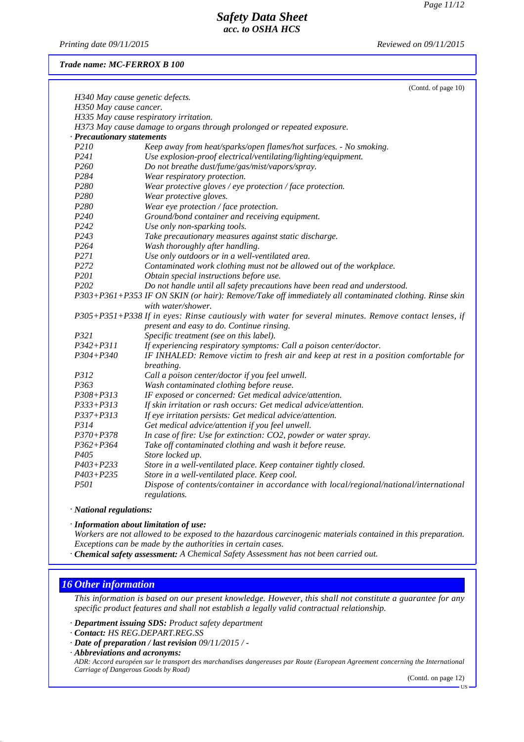*Trade name: MC-FERROX B 100*

(Contd. of page 10)

*H340 May cause genetic defects.*
*H350 May cause cancer.*
*H335 May cause respiratory irritation.*
*H373 May cause damage to organs through prolonged or repeated exposure.*

· ***Precautionary statements***

| | |
|---|---|
| P210 | Keep away from heat/sparks/open flames/hot surfaces. - No smoking. |
| P241 | Use explosion-proof electrical/ventilating/lighting/equipment. |
| P260 | Do not breathe dust/fume/gas/mist/vapors/spray. |
| P284 | Wear respiratory protection. |
| P280 | Wear protective gloves / eye protection / face protection. |
| P280 | Wear protective gloves. |
| P280 | Wear eye protection / face protection. |
| P240 | Ground/bond container and receiving equipment. |
| P242 | Use only non-sparking tools. |
| P243 | Take precautionary measures against static discharge. |
| P264 | Wash thoroughly after handling. |
| P271 | Use only outdoors or in a well-ventilated area. |
| P272 | Contaminated work clothing must not be allowed out of the workplace. |
| P201 | Obtain special instructions before use. |
| P202 | Do not handle until all safety precautions have been read and understood. |
| P303+P361+P353 | IF ON SKIN (or hair): Remove/Take off immediately all contaminated clothing. Rinse skin with water/shower. |
| P305+P351+P338 | If in eyes: Rinse cautiously with water for several minutes. Remove contact lenses, if present and easy to do. Continue rinsing. |
| P321 | Specific treatment (see on this label). |
| P342+P311 | If experiencing respiratory symptoms: Call a poison center/doctor. |
| P304+P340 | IF INHALED: Remove victim to fresh air and keep at rest in a position comfortable for breathing. |
| P312 | Call a poison center/doctor if you feel unwell. |
| P363 | Wash contaminated clothing before reuse. |
| P308+P313 | IF exposed or concerned: Get medical advice/attention. |
| P333+P313 | If skin irritation or rash occurs: Get medical advice/attention. |
| P337+P313 | If eye irritation persists: Get medical advice/attention. |
| P314 | Get medical advice/attention if you feel unwell. |
| P370+P378 | In case of fire: Use for extinction: CO2, powder or water spray. |
| P362+P364 | Take off contaminated clothing and wash it before reuse. |
| P405 | Store locked up. |
| P403+P233 | Store in a well-ventilated place. Keep container tightly closed. |
| P403+P235 | Store in a well-ventilated place. Keep cool. |
| P501 | Dispose of contents/container in accordance with local/regional/national/international regulations. |

· ***National regulations:***

· ***Information about limitation of use:***
*Workers are not allowed to be exposed to the hazardous carcinogenic materials contained in this preparation. Exceptions can be made by the authorities in certain cases.*

· ***Chemical safety assessment:*** *A Chemical Safety Assessment has not been carried out.*

## 16 Other information

*This information is based on our present knowledge. However, this shall not constitute a guarantee for any specific product features and shall not establish a legally valid contractual relationship.*

· ***Department issuing SDS:*** *Product safety department*
· ***Contact:*** *HS REG.DEPART.REG.SS*
· ***Date of preparation / last revision*** *09/11/2015 / -*
· ***Abbreviations and acronyms:***
*ADR: Accord européen sur le transport des marchandises dangereuses par Route (European Agreement concerning the International Carriage of Dangerous Goods by Road)*

(Contd. on page 12)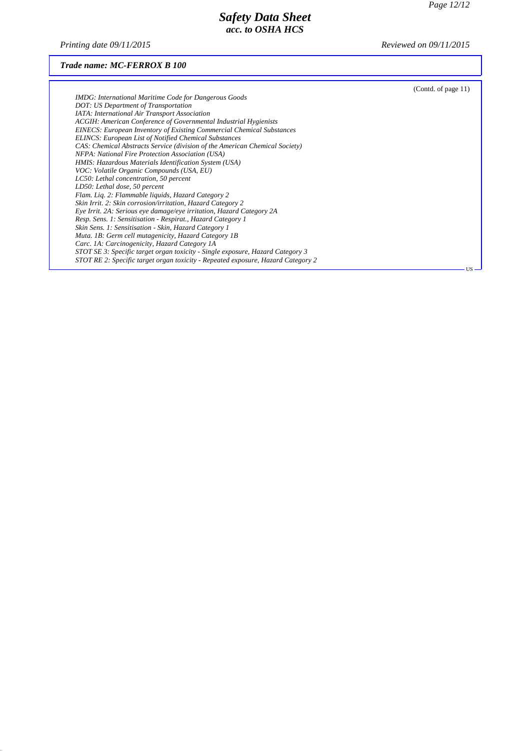*Trade name: MC-FERROX B 100*

(Contd. of page 11)

*IMDG: International Maritime Code for Dangerous Goods*
*DOT: US Department of Transportation*
*IATA: International Air Transport Association*
*ACGIH: American Conference of Governmental Industrial Hygienists*
*EINECS: European Inventory of Existing Commercial Chemical Substances*
*ELINCS: European List of Notified Chemical Substances*
*CAS: Chemical Abstracts Service (division of the American Chemical Society)*
*NFPA: National Fire Protection Association (USA)*
*HMIS: Hazardous Materials Identification System (USA)*
*VOC: Volatile Organic Compounds (USA, EU)*
*LC50: Lethal concentration, 50 percent*
*LD50: Lethal dose, 50 percent*
*Flam. Liq. 2: Flammable liquids, Hazard Category 2*
*Skin Irrit. 2: Skin corrosion/irritation, Hazard Category 2*
*Eye Irrit. 2A: Serious eye damage/eye irritation, Hazard Category 2A*
*Resp. Sens. 1: Sensitisation - Respirat., Hazard Category 1*
*Skin Sens. 1: Sensitisation - Skin, Hazard Category 1*
*Muta. 1B: Germ cell mutagenicity, Hazard Category 1B*
*Carc. 1A: Carcinogenicity, Hazard Category 1A*
*STOT SE 3: Specific target organ toxicity - Single exposure, Hazard Category 3*
*STOT RE 2: Specific target organ toxicity - Repeated exposure, Hazard Category 2*

US